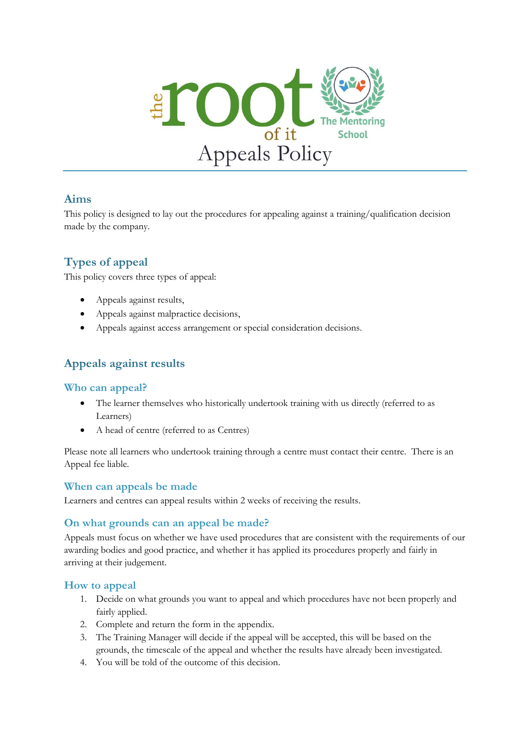# Appeals Policy

## Aims

This policy is designed to lay out the procedures for appealing against a training/qualification decision made by the company.

## Types of appeal

This policy covers three types of appeal:

- Appeals against results,
- Appeals against malpractice decisions,
- Appeals against access arrangement or special consideration decisions.

## Appeals against results

### Who can appeal?

- The learner themselves who historically undertook training with us directly (referred to as Learners)
- A head of centre (referred to as Centres)

Please note all learners who undertook training through a centre must contact their centre. There is an Appeal fee liable.

### When can appeals be made

Learners and centres can appeal results within 2 weeks of receiving the results.

### On what grounds can an appeal be made?

Appeals must focus on whether we have used procedures that are consistent with the requirements of our awarding bodies and good practice, and whether it has applied its procedures properly and fairly in arriving at their judgement.

### How to appeal

1. Decide on what grounds you want to appeal and which procedures have not been properly and fairly applied.
2. Complete and return the form in the appendix.
3. The Training Manager will decide if the appeal will be accepted, this will be based on the grounds, the timescale of the appeal and whether the results have already been investigated.
4. You will be told of the outcome of this decision.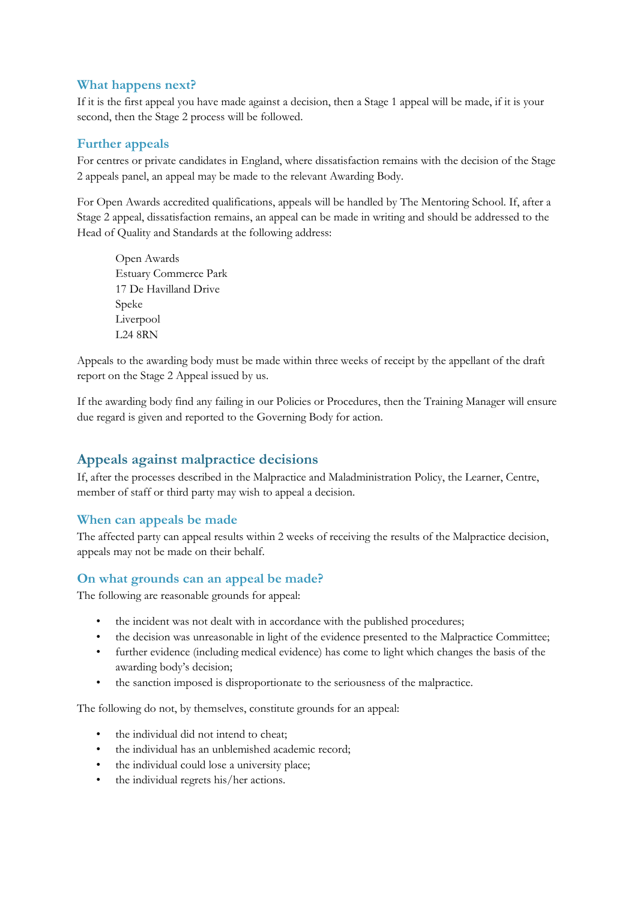### What happens next?

If it is the first appeal you have made against a decision, then a Stage 1 appeal will be made, if it is your second, then the Stage 2 process will be followed.

### Further appeals

For centres or private candidates in England, where dissatisfaction remains with the decision of the Stage 2 appeals panel, an appeal may be made to the relevant Awarding Body.

For Open Awards accredited qualifications, appeals will be handled by The Mentoring School. If, after a Stage 2 appeal, dissatisfaction remains, an appeal can be made in writing and should be addressed to the Head of Quality and Standards at the following address:

> Open Awards
> Estuary Commerce Park
> 17 De Havilland Drive
> Speke
> Liverpool
> L24 8RN

Appeals to the awarding body must be made within three weeks of receipt by the appellant of the draft report on the Stage 2 Appeal issued by us.

If the awarding body find any failing in our Policies or Procedures, then the Training Manager will ensure due regard is given and reported to the Governing Body for action.

## Appeals against malpractice decisions

If, after the processes described in the Malpractice and Maladministration Policy, the Learner, Centre, member of staff or third party may wish to appeal a decision.

### When can appeals be made

The affected party can appeal results within 2 weeks of receiving the results of the Malpractice decision, appeals may not be made on their behalf.

### On what grounds can an appeal be made?

The following are reasonable grounds for appeal:

- the incident was not dealt with in accordance with the published procedures;
- the decision was unreasonable in light of the evidence presented to the Malpractice Committee;
- further evidence (including medical evidence) has come to light which changes the basis of the awarding body's decision;
- the sanction imposed is disproportionate to the seriousness of the malpractice.

The following do not, by themselves, constitute grounds for an appeal:

- the individual did not intend to cheat;
- the individual has an unblemished academic record;
- the individual could lose a university place;
- the individual regrets his/her actions.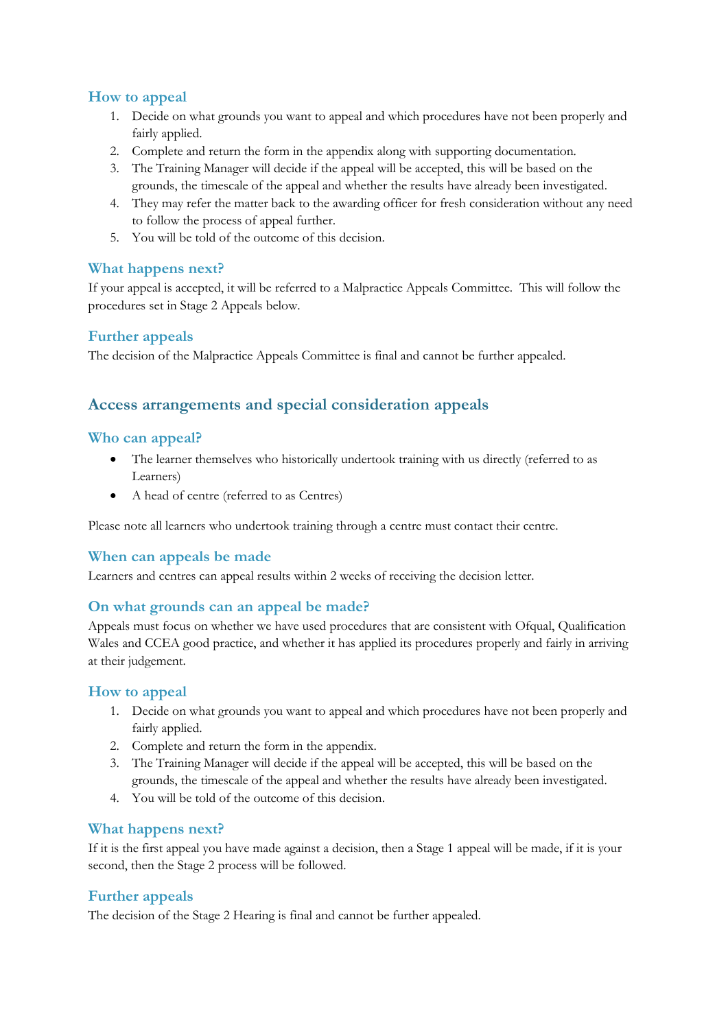### How to appeal

1. Decide on what grounds you want to appeal and which procedures have not been properly and fairly applied.
2. Complete and return the form in the appendix along with supporting documentation.
3. The Training Manager will decide if the appeal will be accepted, this will be based on the grounds, the timescale of the appeal and whether the results have already been investigated.
4. They may refer the matter back to the awarding officer for fresh consideration without any need to follow the process of appeal further.
5. You will be told of the outcome of this decision.

### What happens next?

If your appeal is accepted, it will be referred to a Malpractice Appeals Committee. This will follow the procedures set in Stage 2 Appeals below.

### Further appeals

The decision of the Malpractice Appeals Committee is final and cannot be further appealed.

## Access arrangements and special consideration appeals

### Who can appeal?

- The learner themselves who historically undertook training with us directly (referred to as Learners)
- A head of centre (referred to as Centres)

Please note all learners who undertook training through a centre must contact their centre.

### When can appeals be made

Learners and centres can appeal results within 2 weeks of receiving the decision letter.

### On what grounds can an appeal be made?

Appeals must focus on whether we have used procedures that are consistent with Ofqual, Qualification Wales and CCEA good practice, and whether it has applied its procedures properly and fairly in arriving at their judgement.

### How to appeal

1. Decide on what grounds you want to appeal and which procedures have not been properly and fairly applied.
2. Complete and return the form in the appendix.
3. The Training Manager will decide if the appeal will be accepted, this will be based on the grounds, the timescale of the appeal and whether the results have already been investigated.
4. You will be told of the outcome of this decision.

### What happens next?

If it is the first appeal you have made against a decision, then a Stage 1 appeal will be made, if it is your second, then the Stage 2 process will be followed.

### Further appeals

The decision of the Stage 2 Hearing is final and cannot be further appealed.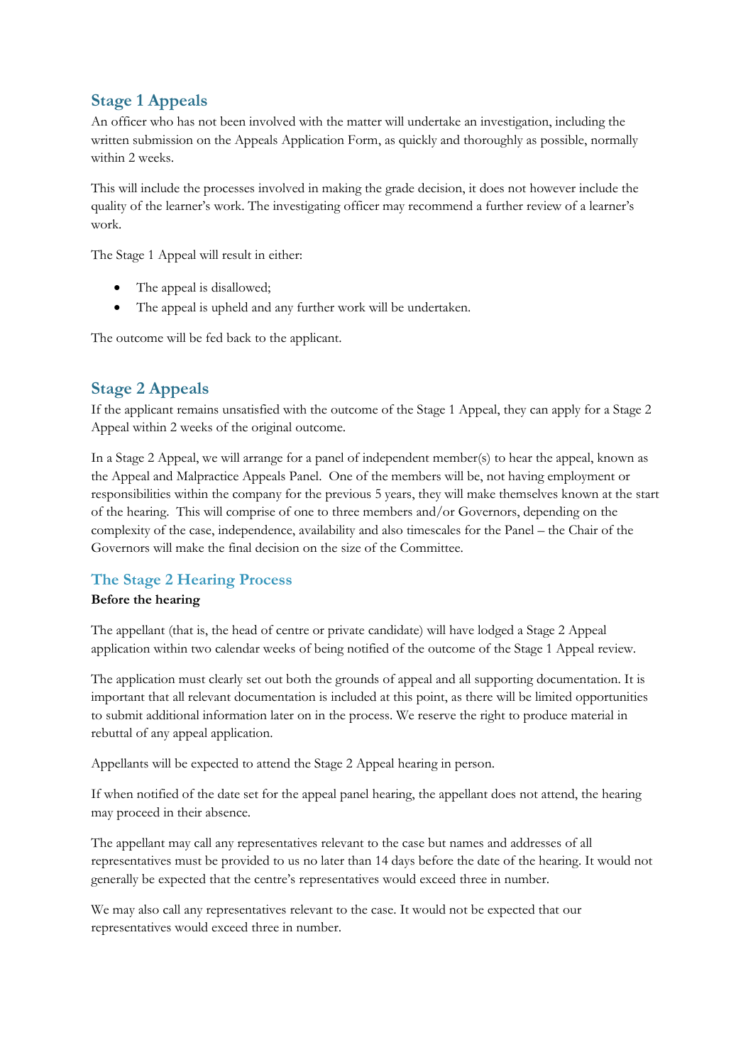## Stage 1 Appeals

An officer who has not been involved with the matter will undertake an investigation, including the written submission on the Appeals Application Form, as quickly and thoroughly as possible, normally within 2 weeks.

This will include the processes involved in making the grade decision, it does not however include the quality of the learner's work. The investigating officer may recommend a further review of a learner's work.

The Stage 1 Appeal will result in either:

- The appeal is disallowed;
- The appeal is upheld and any further work will be undertaken.

The outcome will be fed back to the applicant.

## Stage 2 Appeals

If the applicant remains unsatisfied with the outcome of the Stage 1 Appeal, they can apply for a Stage 2 Appeal within 2 weeks of the original outcome.

In a Stage 2 Appeal, we will arrange for a panel of independent member(s) to hear the appeal, known as the Appeal and Malpractice Appeals Panel. One of the members will be, not having employment or responsibilities within the company for the previous 5 years, they will make themselves known at the start of the hearing. This will comprise of one to three members and/or Governors, depending on the complexity of the case, independence, availability and also timescales for the Panel – the Chair of the Governors will make the final decision on the size of the Committee.

## The Stage 2 Hearing Process

**Before the hearing**

The appellant (that is, the head of centre or private candidate) will have lodged a Stage 2 Appeal application within two calendar weeks of being notified of the outcome of the Stage 1 Appeal review.

The application must clearly set out both the grounds of appeal and all supporting documentation. It is important that all relevant documentation is included at this point, as there will be limited opportunities to submit additional information later on in the process. We reserve the right to produce material in rebuttal of any appeal application.

Appellants will be expected to attend the Stage 2 Appeal hearing in person.

If when notified of the date set for the appeal panel hearing, the appellant does not attend, the hearing may proceed in their absence.

The appellant may call any representatives relevant to the case but names and addresses of all representatives must be provided to us no later than 14 days before the date of the hearing. It would not generally be expected that the centre's representatives would exceed three in number.

We may also call any representatives relevant to the case. It would not be expected that our representatives would exceed three in number.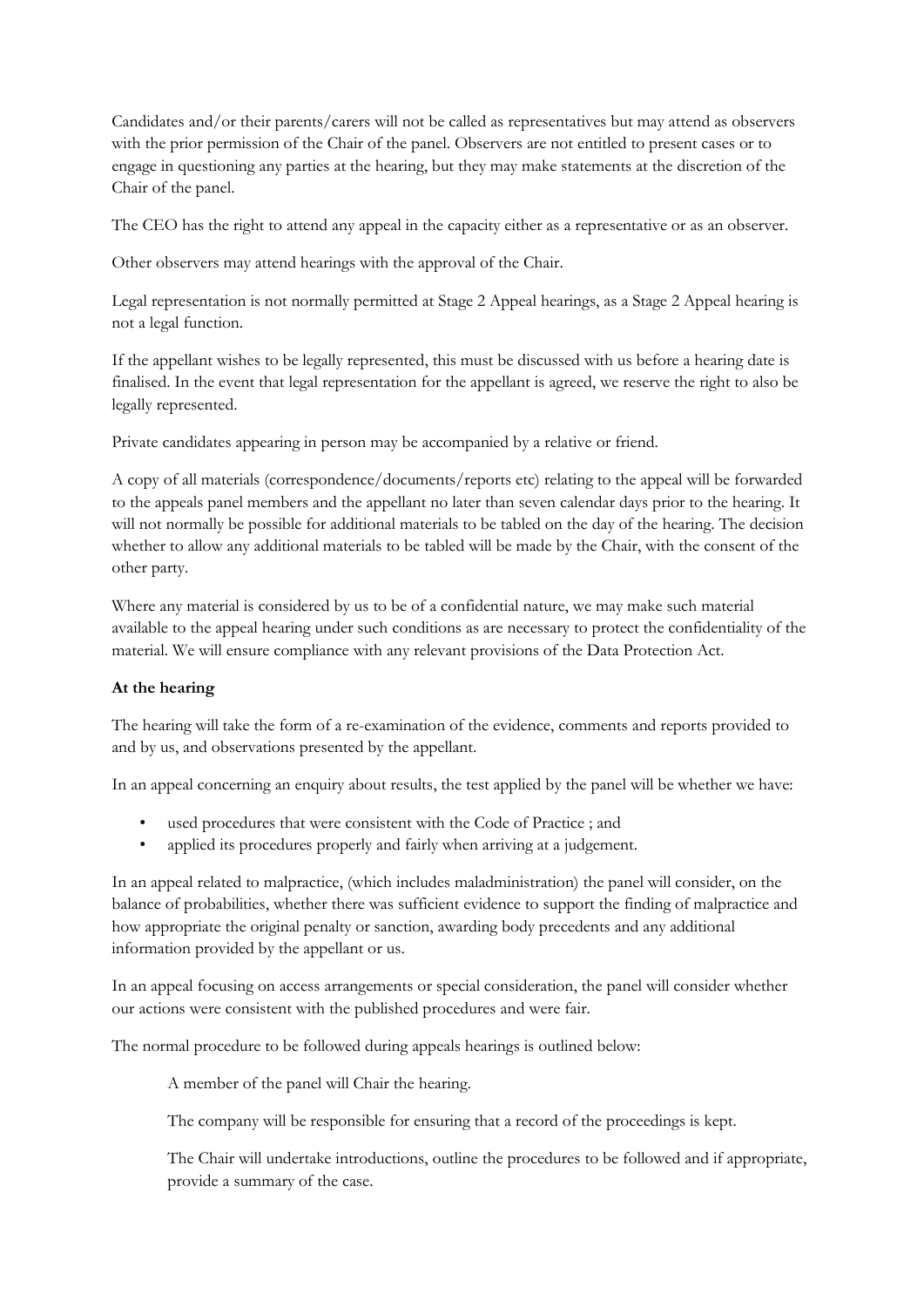Candidates and/or their parents/carers will not be called as representatives but may attend as observers with the prior permission of the Chair of the panel. Observers are not entitled to present cases or to engage in questioning any parties at the hearing, but they may make statements at the discretion of the Chair of the panel.

The CEO has the right to attend any appeal in the capacity either as a representative or as an observer.

Other observers may attend hearings with the approval of the Chair.

Legal representation is not normally permitted at Stage 2 Appeal hearings, as a Stage 2 Appeal hearing is not a legal function.

If the appellant wishes to be legally represented, this must be discussed with us before a hearing date is finalised. In the event that legal representation for the appellant is agreed, we reserve the right to also be legally represented.

Private candidates appearing in person may be accompanied by a relative or friend.

A copy of all materials (correspondence/documents/reports etc) relating to the appeal will be forwarded to the appeals panel members and the appellant no later than seven calendar days prior to the hearing. It will not normally be possible for additional materials to be tabled on the day of the hearing. The decision whether to allow any additional materials to be tabled will be made by the Chair, with the consent of the other party.

Where any material is considered by us to be of a confidential nature, we may make such material available to the appeal hearing under such conditions as are necessary to protect the confidentiality of the material. We will ensure compliance with any relevant provisions of the Data Protection Act.

**At the hearing**

The hearing will take the form of a re-examination of the evidence, comments and reports provided to and by us, and observations presented by the appellant.

In an appeal concerning an enquiry about results, the test applied by the panel will be whether we have:

- used procedures that were consistent with the Code of Practice ; and
- applied its procedures properly and fairly when arriving at a judgement.

In an appeal related to malpractice, (which includes maladministration) the panel will consider, on the balance of probabilities, whether there was sufficient evidence to support the finding of malpractice and how appropriate the original penalty or sanction, awarding body precedents and any additional information provided by the appellant or us.

In an appeal focusing on access arrangements or special consideration, the panel will consider whether our actions were consistent with the published procedures and were fair.

The normal procedure to be followed during appeals hearings is outlined below:

A member of the panel will Chair the hearing.

The company will be responsible for ensuring that a record of the proceedings is kept.

The Chair will undertake introductions, outline the procedures to be followed and if appropriate, provide a summary of the case.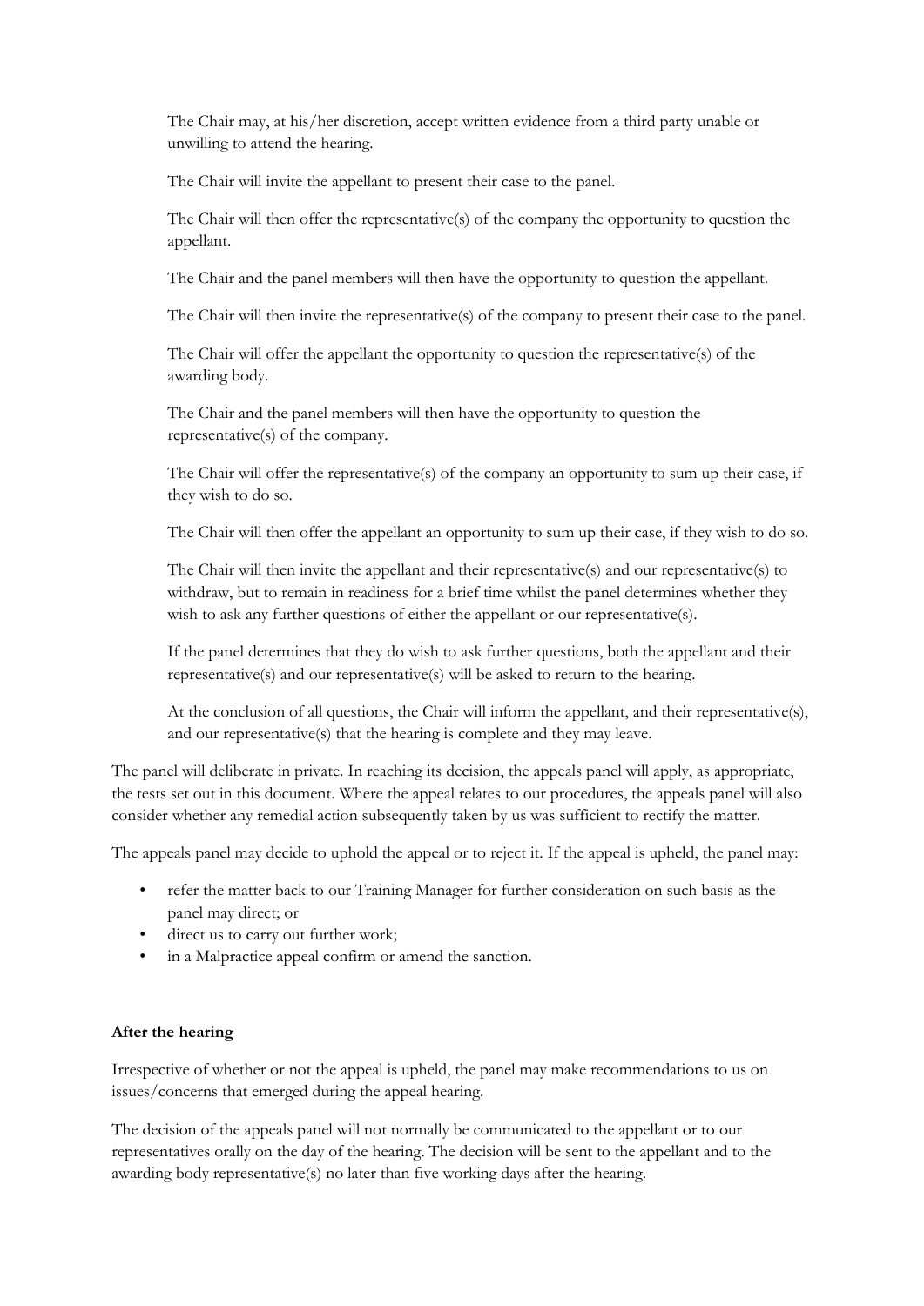The Chair may, at his/her discretion, accept written evidence from a third party unable or unwilling to attend the hearing.

The Chair will invite the appellant to present their case to the panel.

The Chair will then offer the representative(s) of the company the opportunity to question the appellant.

The Chair and the panel members will then have the opportunity to question the appellant.

The Chair will then invite the representative(s) of the company to present their case to the panel.

The Chair will offer the appellant the opportunity to question the representative(s) of the awarding body.

The Chair and the panel members will then have the opportunity to question the representative(s) of the company.

The Chair will offer the representative(s) of the company an opportunity to sum up their case, if they wish to do so.

The Chair will then offer the appellant an opportunity to sum up their case, if they wish to do so.

The Chair will then invite the appellant and their representative(s) and our representative(s) to withdraw, but to remain in readiness for a brief time whilst the panel determines whether they wish to ask any further questions of either the appellant or our representative(s).

If the panel determines that they do wish to ask further questions, both the appellant and their representative(s) and our representative(s) will be asked to return to the hearing.

At the conclusion of all questions, the Chair will inform the appellant, and their representative(s), and our representative(s) that the hearing is complete and they may leave.

The panel will deliberate in private. In reaching its decision, the appeals panel will apply, as appropriate, the tests set out in this document. Where the appeal relates to our procedures, the appeals panel will also consider whether any remedial action subsequently taken by us was sufficient to rectify the matter.

The appeals panel may decide to uphold the appeal or to reject it. If the appeal is upheld, the panel may:

- refer the matter back to our Training Manager for further consideration on such basis as the panel may direct; or
- direct us to carry out further work;
- in a Malpractice appeal confirm or amend the sanction.

**After the hearing**

Irrespective of whether or not the appeal is upheld, the panel may make recommendations to us on issues/concerns that emerged during the appeal hearing.

The decision of the appeals panel will not normally be communicated to the appellant or to our representatives orally on the day of the hearing. The decision will be sent to the appellant and to the awarding body representative(s) no later than five working days after the hearing.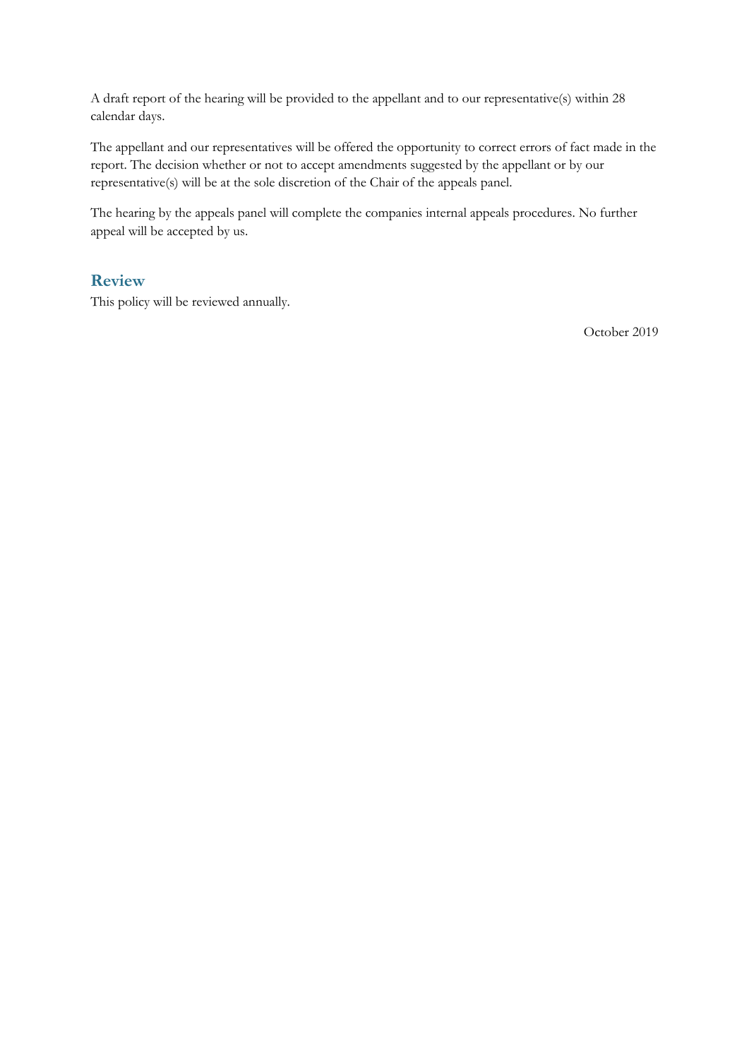A draft report of the hearing will be provided to the appellant and to our representative(s) within 28 calendar days.

The appellant and our representatives will be offered the opportunity to correct errors of fact made in the report. The decision whether or not to accept amendments suggested by the appellant or by our representative(s) will be at the sole discretion of the Chair of the appeals panel.

The hearing by the appeals panel will complete the companies internal appeals procedures. No further appeal will be accepted by us.

## Review

This policy will be reviewed annually.

October 2019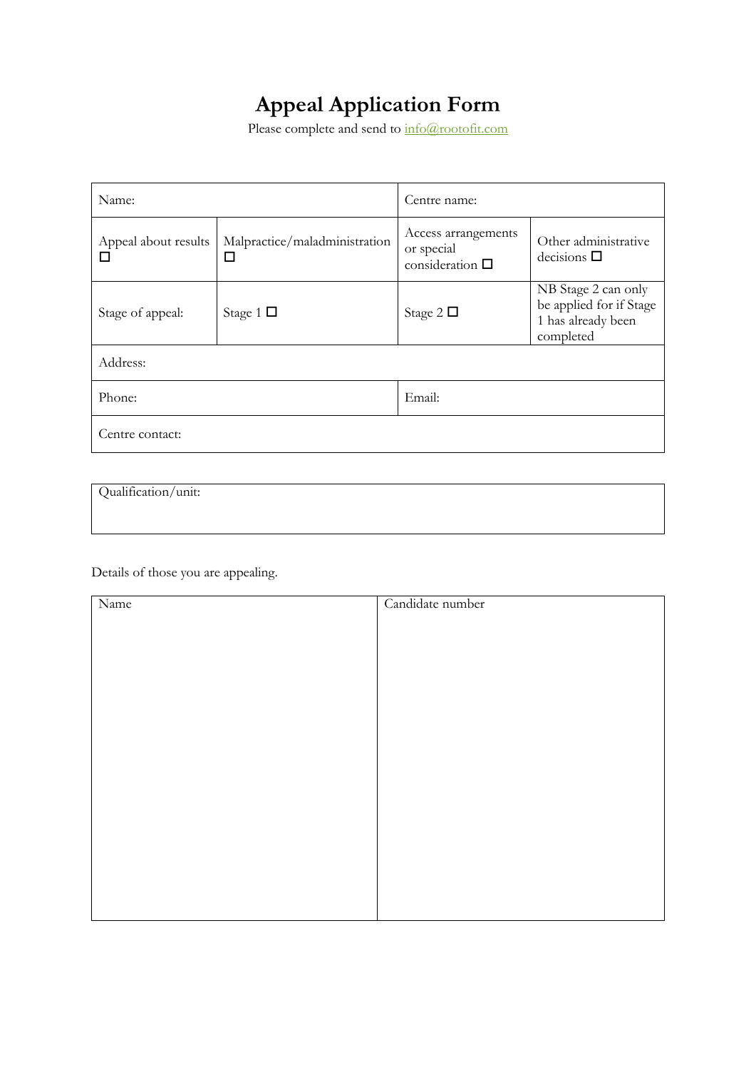# Appeal Application Form

Please complete and send to info@rootofit.com

| Name: | | Centre name: | |
|---|---|---|---|
| Appeal about results ☐ | Malpractice/maladministration ☐ | Access arrangements or special consideration ☐ | Other administrative decisions ☐ |
| Stage of appeal: | Stage 1 ☐ | Stage 2 ☐ | NB Stage 2 can only be applied for if Stage 1 has already been completed |
| Address: | | | |
| Phone: | | Email: | |
| Centre contact: | | | |

| Qualification/unit: |
|---|
| |

Details of those you are appealing.

| Name | Candidate number |
|---|---|
| | |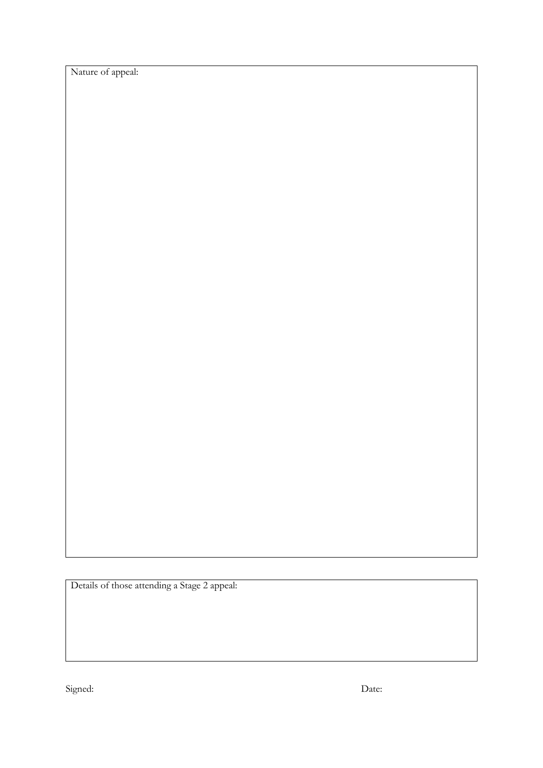Nature of appeal:

Details of those attending a Stage 2 appeal:

Signed: Date: